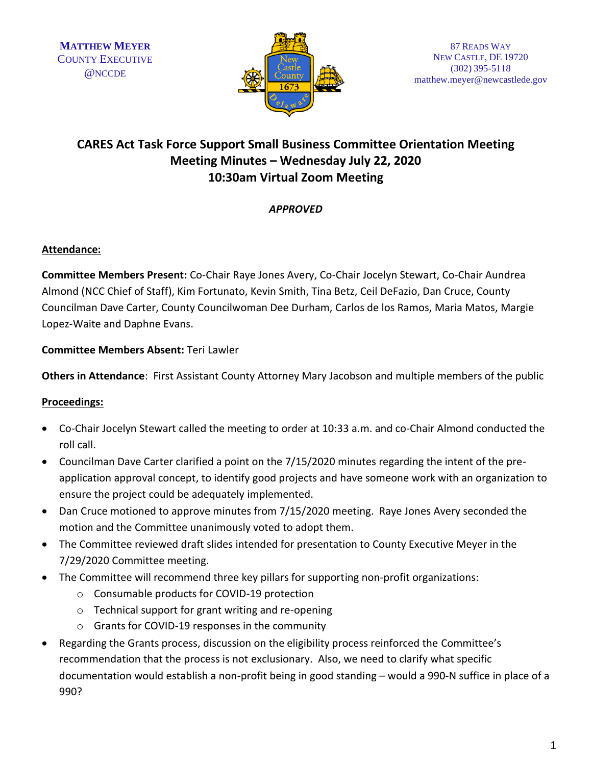**MATTHEW MEYER**
COUNTY EXECUTIVE
@NCCDE

87 READS WAY
NEW CASTLE, DE 19720
(302) 395-5118
matthew.meyer@newcastlede.gov

# CARES Act Task Force Support Small Business Committee Orientation Meeting
## Meeting Minutes – Wednesday July 22, 2020
## 10:30am Virtual Zoom Meeting

*APPROVED*

**Attendance:**

**Committee Members Present:** Co-Chair Raye Jones Avery, Co-Chair Jocelyn Stewart, Co-Chair Aundrea Almond (NCC Chief of Staff), Kim Fortunato, Kevin Smith, Tina Betz, Ceil DeFazio, Dan Cruce, County Councilman Dave Carter, County Councilwoman Dee Durham, Carlos de los Ramos, Maria Matos, Margie Lopez-Waite and Daphne Evans.

**Committee Members Absent:** Teri Lawler

**Others in Attendance**: First Assistant County Attorney Mary Jacobson and multiple members of the public

**Proceedings:**

- Co-Chair Jocelyn Stewart called the meeting to order at 10:33 a.m. and co-Chair Almond conducted the roll call.
- Councilman Dave Carter clarified a point on the 7/15/2020 minutes regarding the intent of the pre-application approval concept, to identify good projects and have someone work with an organization to ensure the project could be adequately implemented.
- Dan Cruce motioned to approve minutes from 7/15/2020 meeting. Raye Jones Avery seconded the motion and the Committee unanimously voted to adopt them.
- The Committee reviewed draft slides intended for presentation to County Executive Meyer in the 7/29/2020 Committee meeting.
- The Committee will recommend three key pillars for supporting non-profit organizations:
  - Consumable products for COVID-19 protection
  - Technical support for grant writing and re-opening
  - Grants for COVID-19 responses in the community
- Regarding the Grants process, discussion on the eligibility process reinforced the Committee's recommendation that the process is not exclusionary. Also, we need to clarify what specific documentation would establish a non-profit being in good standing – would a 990-N suffice in place of a 990?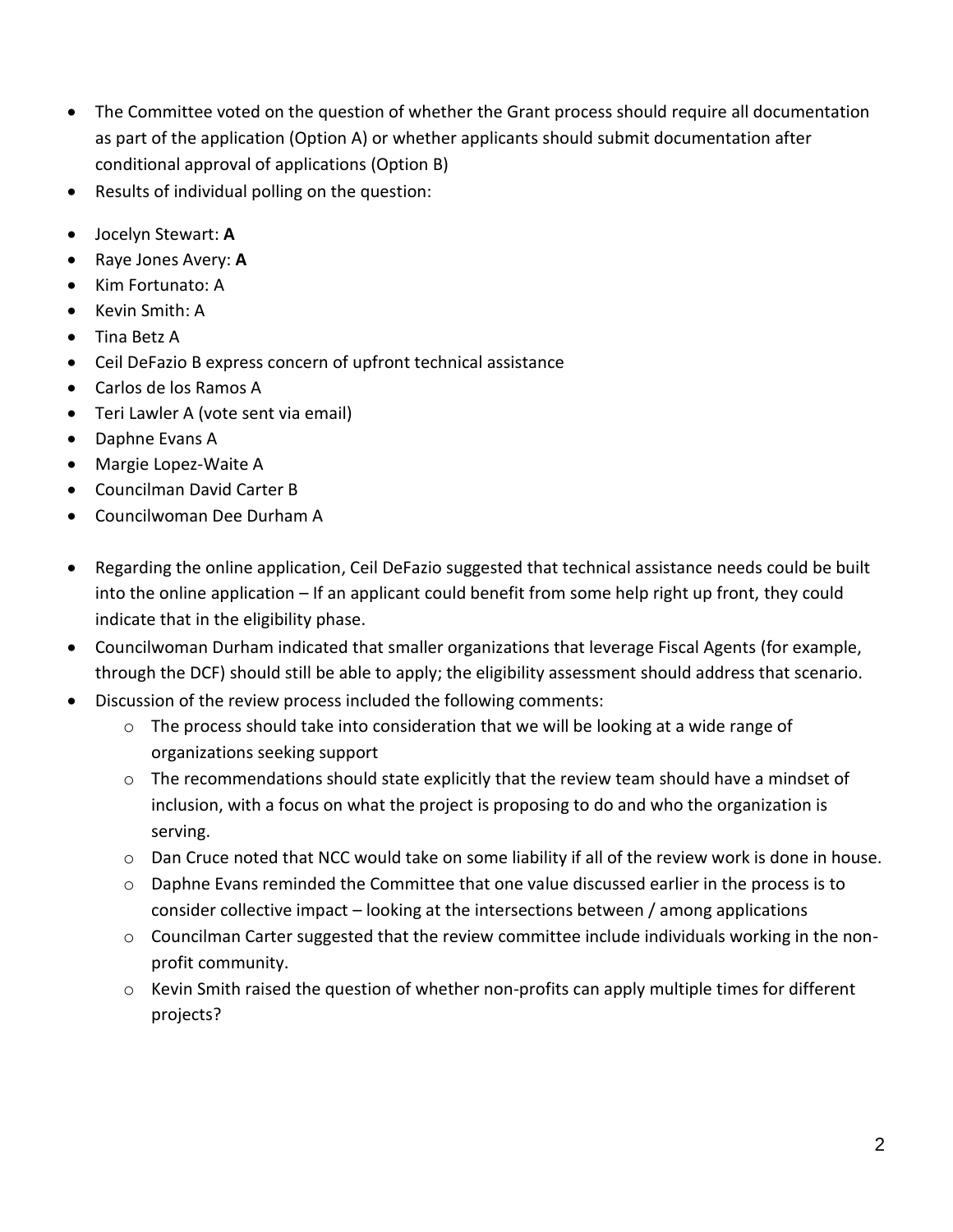- The Committee voted on the question of whether the Grant process should require all documentation as part of the application (Option A) or whether applicants should submit documentation after conditional approval of applications (Option B)
- Results of individual polling on the question:
- Jocelyn Stewart: **A**
- Raye Jones Avery: **A**
- Kim Fortunato: A
- Kevin Smith: A
- Tina Betz A
- Ceil DeFazio B express concern of upfront technical assistance
- Carlos de los Ramos A
- Teri Lawler A (vote sent via email)
- Daphne Evans A
- Margie Lopez-Waite A
- Councilman David Carter B
- Councilwoman Dee Durham A
- Regarding the online application, Ceil DeFazio suggested that technical assistance needs could be built into the online application – If an applicant could benefit from some help right up front, they could indicate that in the eligibility phase.
- Councilwoman Durham indicated that smaller organizations that leverage Fiscal Agents (for example, through the DCF) should still be able to apply; the eligibility assessment should address that scenario.
- Discussion of the review process included the following comments:
  - The process should take into consideration that we will be looking at a wide range of organizations seeking support
  - The recommendations should state explicitly that the review team should have a mindset of inclusion, with a focus on what the project is proposing to do and who the organization is serving.
  - Dan Cruce noted that NCC would take on some liability if all of the review work is done in house.
  - Daphne Evans reminded the Committee that one value discussed earlier in the process is to consider collective impact – looking at the intersections between / among applications
  - Councilman Carter suggested that the review committee include individuals working in the non-profit community.
  - Kevin Smith raised the question of whether non-profits can apply multiple times for different projects?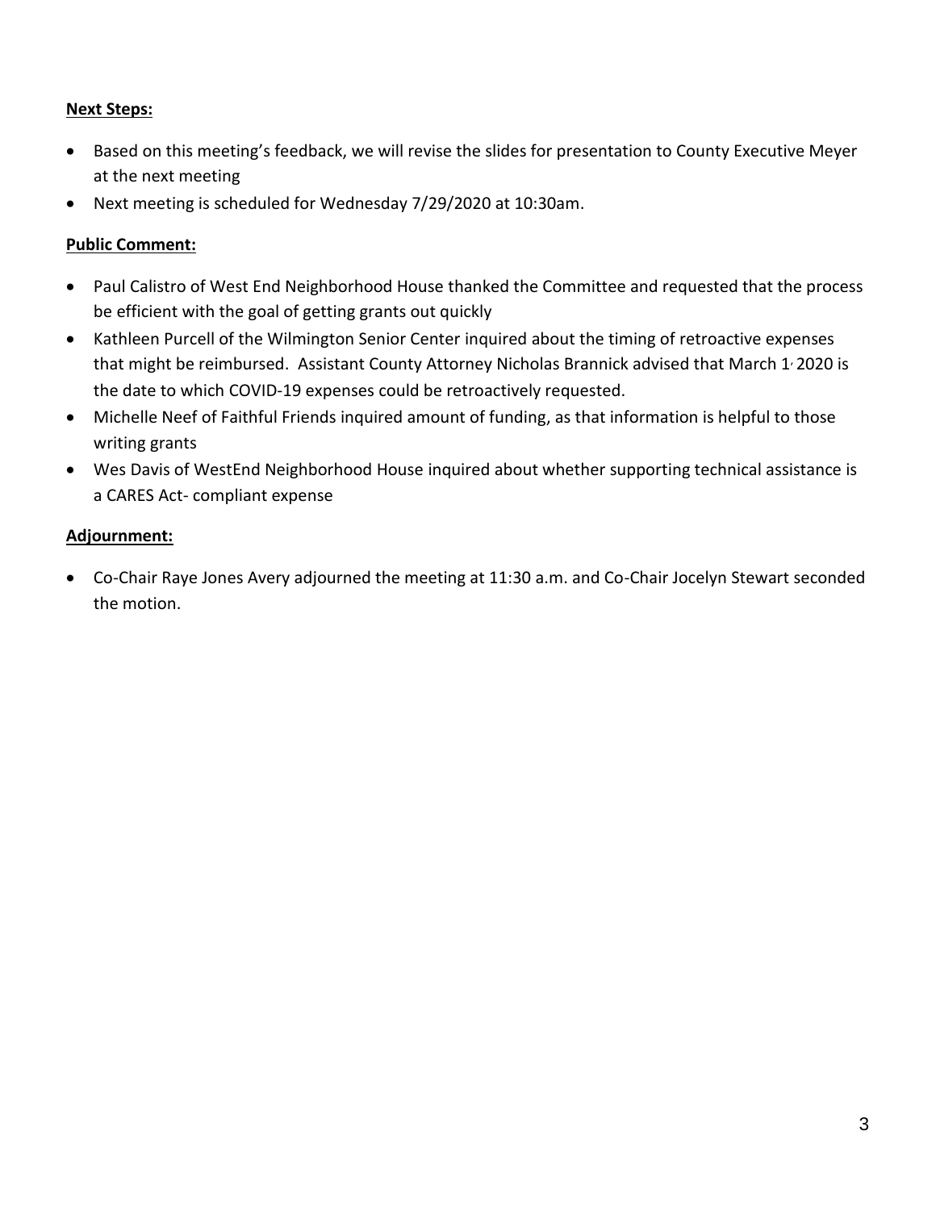**Next Steps:**

- Based on this meeting's feedback, we will revise the slides for presentation to County Executive Meyer at the next meeting
- Next meeting is scheduled for Wednesday 7/29/2020 at 10:30am.

**Public Comment:**

- Paul Calistro of West End Neighborhood House thanked the Committee and requested that the process be efficient with the goal of getting grants out quickly
- Kathleen Purcell of the Wilmington Senior Center inquired about the timing of retroactive expenses that might be reimbursed. Assistant County Attorney Nicholas Brannick advised that March 1, 2020 is the date to which COVID-19 expenses could be retroactively requested.
- Michelle Neef of Faithful Friends inquired amount of funding, as that information is helpful to those writing grants
- Wes Davis of WestEnd Neighborhood House inquired about whether supporting technical assistance is a CARES Act- compliant expense

**Adjournment:**

- Co-Chair Raye Jones Avery adjourned the meeting at 11:30 a.m. and Co-Chair Jocelyn Stewart seconded the motion.